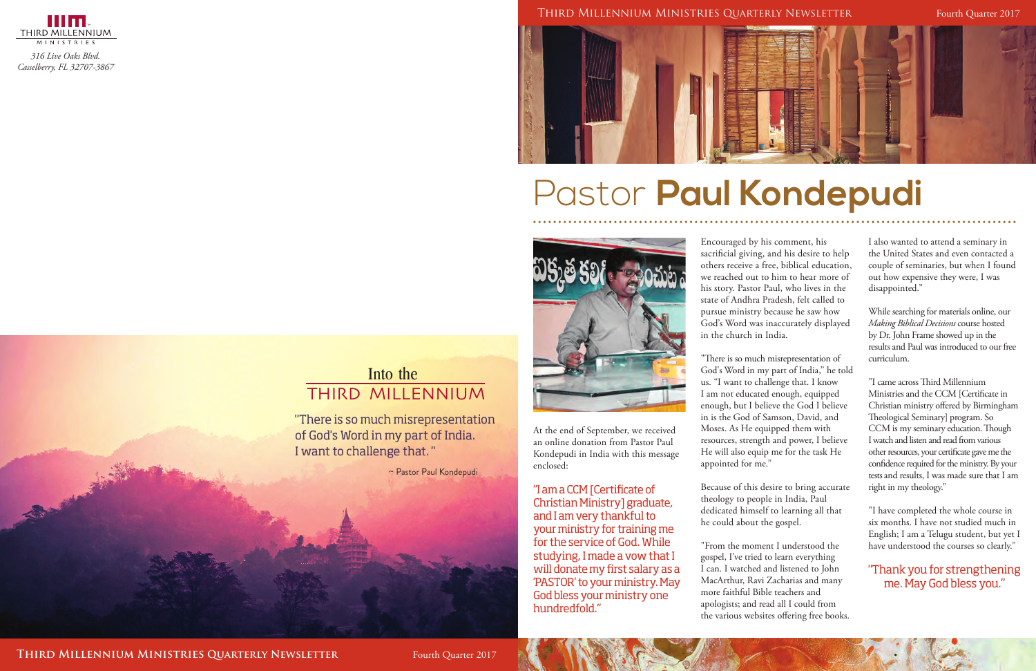THIRD MILLENNIUM MINISTRIES

*316 Live Oaks Blvd.*
*Casselberry, FL 32707-3867*

## Into the THIRD MILLENNIUM

"There is so much misrepresentation of God's Word in my part of India. I want to challenge that."

~ Pastor Paul Kondepudi

# Pastor **Paul Kondepudi**

At the end of September, we received an online donation from Pastor Paul Kondepudi in India with this message enclosed:

"I am a CCM [Certificate of Christian Ministry] graduate, and I am very thankful to your ministry for training me for the service of God. While studying, I made a vow that I will donate my first salary as a 'PASTOR' to your ministry. May God bless your ministry one hundredfold."

Encouraged by his comment, his sacrificial giving, and his desire to help others receive a free, biblical education, we reached out to him to hear more of his story. Pastor Paul, who lives in the state of Andhra Pradesh, felt called to pursue ministry because he saw how God's Word was inaccurately displayed in the church in India.

"There is so much misrepresentation of God's Word in my part of India," he told us. "I want to challenge that. I know I am not educated enough, equipped enough, but I believe the God I believe in is the God of Samson, David, and Moses. As He equipped them with resources, strength and power, I believe He will also equip me for the task He appointed for me."

Because of this desire to bring accurate theology to people in India, Paul dedicated himself to learning all that he could about the gospel.

"From the moment I understood the gospel, I've tried to learn everything I can. I watched and listened to John MacArthur, Ravi Zacharias and many more faithful Bible teachers and apologists; and read all I could from the various websites offering free books. I also wanted to attend a seminary in the United States and even contacted a couple of seminaries, but when I found out how expensive they were, I was disappointed."

While searching for materials online, our *Making Biblical Decisions* course hosted by Dr. John Frame showed up in the results and Paul was introduced to our free curriculum.

"I came across Third Millennium Ministries and the CCM [Certificate in Christian ministry offered by Birmingham Theological Seminary] program. So CCM is my seminary education. Though I watch and listen and read from various other resources, your certificate gave me the confidence required for the ministry. By your tests and results, I was made sure that I am right in my theology."

"I have completed the whole course in six months. I have not studied much in English; I am a Telugu student, but yet I have understood the courses so clearly."

"Thank you for strengthening me. May God bless you."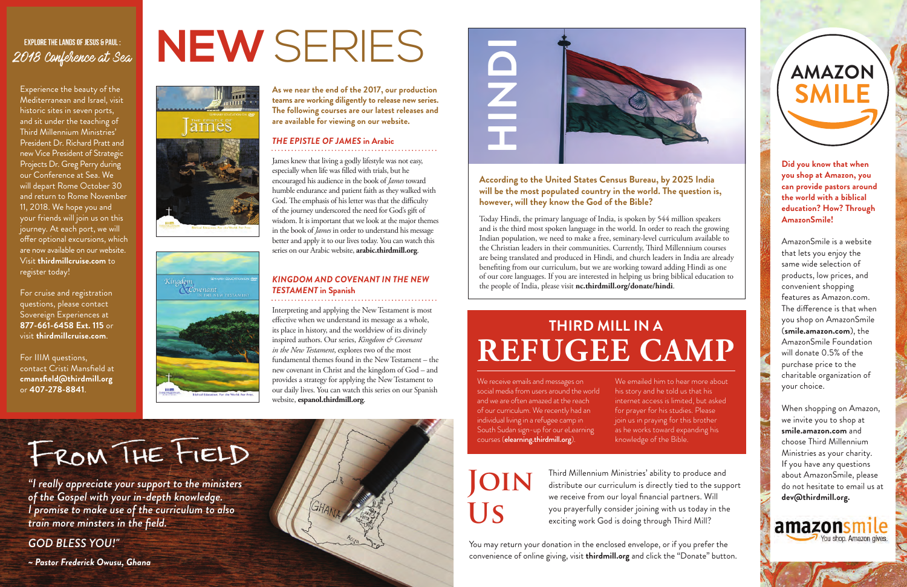EXPLORE THE LANDS OF JESUS & PAUL:

## 2018 Conference at Sea

Experience the beauty of the Mediterranean and Israel, visit historic sites in seven ports, and sit under the teaching of Third Millennium Ministries' President Dr. Richard Pratt and new Vice President of Strategic Projects Dr. Greg Perry during our Conference at Sea. We will depart Rome October 30 and return to Rome November 11, 2018. We hope you and your friends will join us on this journey. At each port, we will offer optional excursions, which are now available on our website. Visit **thirdmillcruise.com** to register today!

For cruise and registration questions, please contact Sovereign Experiences at **877-661-6458 Ext. 115** or visit **thirdmillcruise.com**.

For IIIM questions, contact Cristi Mansfield at **cmansfield@thirdmill.org** or **407-278-8841**.

# NEW SERIES

**As we near the end of the 2017, our production teams are working diligently to release new series. The following courses are our latest releases and are available for review on our website.**

### *THE EPISTLE OF JAMES* in Arabic

James knew that living a godly lifestyle was not easy, especially when life was filled with trials, but he encouraged his audience in the book of *James* toward humble endurance and patient faith as they walked with God. The emphasis of his letter was that the difficulty of the journey underscored the need for God's gift of wisdom. It is important that we look at the major themes in the book of *James* in order to understand his message better and apply it to our daily lives. You can watch this series on our Arabic website, **arabic.thirdmill.org**.

### *KINGDOM AND COVENANT IN THE NEW TESTAMENT* in Spanish

Interpreting and applying the New Testament is most effective when we understand its message as a whole, its place in history, and the worldview of its divinely inspired authors. Our series, *Kingdom & Covenant in the New Testament*, explores two of the most fundamental themes found in the New Testament – the new covenant in Christ and the kingdom of God – and provides a strategy for applying the New Testament to our daily lives. You can watch this series on our Spanish website, **espanol.thirdmill.org**.

# HINDI

**According to the United States Census Bureau, by 2025 India will be the most populated country in the world. The question is, however, will they know the God of the Bible?**

Today Hindi, the primary language of India, is spoken by 544 million speakers and is the third most spoken language in the world. In order to reach the growing Indian population, we need to make a free, seminary-level curriculum available to the Christian leaders in their communities. Currently, Third Millennium courses are being translated and produced in Hindi, and church leaders in India are already benefiting from our curriculum, but we are working toward adding Hindi as one of our core languages. If you are interested in helping us bring biblical education to the people of India, please visit **nc.thirdmill.org/donate/hindi**.

# THIRD MILL IN A REFUGEE CAMP

We receive emails and messages on social media from users around the world and we are often amazed at the reach of our curriculum. Recently we had an individual living in a refugee camp in South Sudan sign-up for our eLearning courses (**elearning.thirdmill.org**).

We emailed him to hear more about his story and he told us that his internet access is limited, but asked for prayer for his studies. Please join us in praying for this brother as he works toward expanding his knowledge of the Bible.

# FROM THE FIELD

*"I really appreciate your support to the ministers of the Gospel with your in-depth knowledge. I promise to make use of the curriculum to also train more minsters in the field.*

*GOD BLESS YOU!"*

*~ Pastor Frederick Owusu, Ghana*

# JOIN US

Third Millennium Ministries' ability to produce and distribute our curriculum is directly tied to the support we receive from our loyal financial partners. Will you prayerfully consider joining with us today in the exciting work God is doing through Third Mill?

You may return your donation in the enclosed envelope, or if you prefer the convenience of online giving, visit **thirdmill.org** and click the "Donate" button.

# AMAZON SMILE

**Did you know that when you shop at Amazon, you can provide pastors around the world with a biblical education? How? Through AmazonSmile!**

AmazonSmile is a website that lets you enjoy the same wide selection of products, low prices, and convenient shopping features as Amazon.com. The difference is that when you shop on AmazonSmile (**smile.amazon.com**), the AmazonSmile Foundation will donate 0.5% of the purchase price to the charitable organization of your choice.

When shopping on Amazon, we invite you to shop at **smile.amazon.com** and choose Third Millennium Ministries as your charity. If you have any questions about AmazonSmile, please do not hesitate to email us at **dev@thirdmill.org.**

amazonsmile — You shop. Amazon gives.